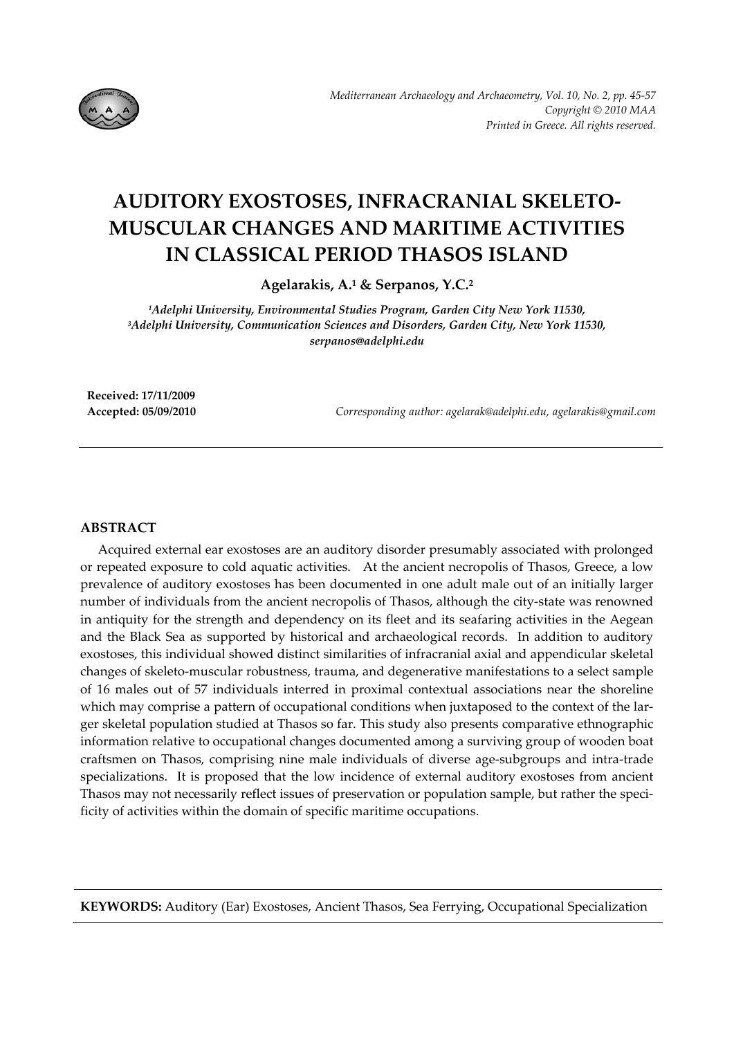# AUDITORY EXOSTOSES, INFRACRANIAL SKELETO-MUSCULAR CHANGES AND MARITIME ACTIVITIES IN CLASSICAL PERIOD THASOS ISLAND

**Agelarakis, A.[1] & Serpanos, Y.C.[2]**

*[1]Adelphi University, Environmental Studies Program, Garden City New York 11530,*
*[3]Adelphi University, Communication Sciences and Disorders, Garden City, New York 11530,*
*serpanos@adelphi.edu*

**Received: 17/11/2009**
**Accepted: 05/09/2010**

*Corresponding author: agelarak@adelphi.edu, agelarakis@gmail.com*

## ABSTRACT

Acquired external ear exostoses are an auditory disorder presumably associated with prolonged or repeated exposure to cold aquatic activities. At the ancient necropolis of Thasos, Greece, a low prevalence of auditory exostoses has been documented in one adult male out of an initially larger number of individuals from the ancient necropolis of Thasos, although the city-state was renowned in antiquity for the strength and dependency on its fleet and its seafaring activities in the Aegean and the Black Sea as supported by historical and archaeological records. In addition to auditory exostoses, this individual showed distinct similarities of infracranial axial and appendicular skeletal changes of skeleto-muscular robustness, trauma, and degenerative manifestations to a select sample of 16 males out of 57 individuals interred in proximal contextual associations near the shoreline which may comprise a pattern of occupational conditions when juxtaposed to the context of the larger skeletal population studied at Thasos so far. This study also presents comparative ethnographic information relative to occupational changes documented among a surviving group of wooden boat craftsmen on Thasos, comprising nine male individuals of diverse age-subgroups and intra-trade specializations. It is proposed that the low incidence of external auditory exostoses from ancient Thasos may not necessarily reflect issues of preservation or population sample, but rather the specificity of activities within the domain of specific maritime occupations.

**KEYWORDS:** Auditory (Ear) Exostoses, Ancient Thasos, Sea Ferrying, Occupational Specialization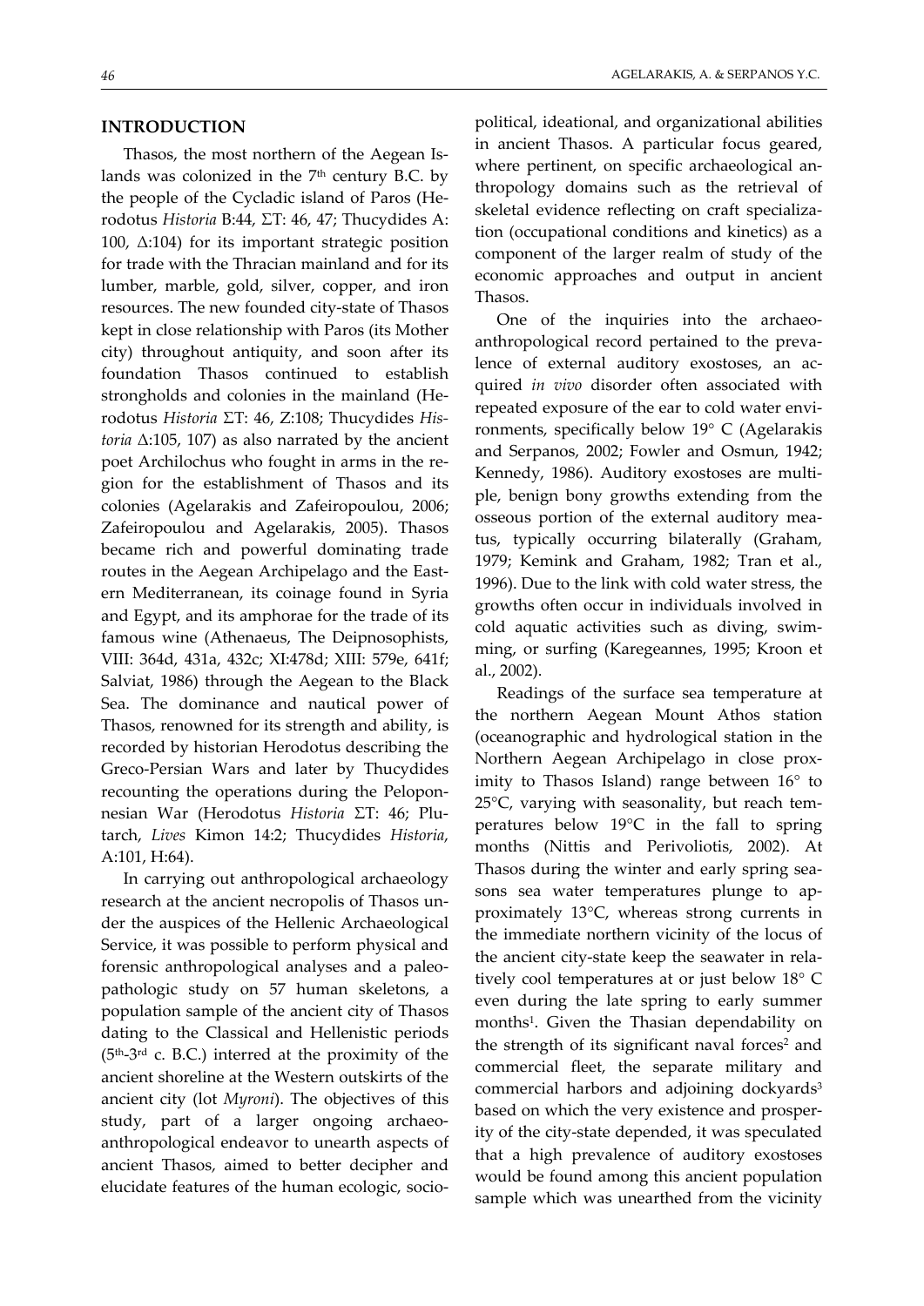## INTRODUCTION

Thasos, the most northern of the Aegean Islands was colonized in the 7th century B.C. by the people of the Cycladic island of Paros (Herodotus *Historia* B:44, ΣΤ: 46, 47; Thucydides A: 100, Δ:104) for its important strategic position for trade with the Thracian mainland and for its lumber, marble, gold, silver, copper, and iron resources. The new founded city-state of Thasos kept in close relationship with Paros (its Mother city) throughout antiquity, and soon after its foundation Thasos continued to establish strongholds and colonies in the mainland (Herodotus *Historia* ΣΤ: 46, Ζ:108; Thucydides *Historia* Δ:105, 107) as also narrated by the ancient poet Archilochus who fought in arms in the region for the establishment of Thasos and its colonies (Agelarakis and Zafeiropoulou, 2006; Zafeiropoulou and Agelarakis, 2005). Thasos became rich and powerful dominating trade routes in the Aegean Archipelago and the Eastern Mediterranean, its coinage found in Syria and Egypt, and its amphorae for the trade of its famous wine (Athenaeus, The Deipnosophists, VIII: 364d, 431a, 432c; XI:478d; XIII: 579e, 641f; Salviat, 1986) through the Aegean to the Black Sea. The dominance and nautical power of Thasos, renowned for its strength and ability, is recorded by historian Herodotus describing the Greco-Persian Wars and later by Thucydides recounting the operations during the Peloponnesian War (Herodotus *Historia* ΣΤ: 46; Plutarch, *Lives* Kimon 14:2; Thucydides *Historia*, A:101, H:64).

In carrying out anthropological archaeology research at the ancient necropolis of Thasos under the auspices of the Hellenic Archaeological Service, it was possible to perform physical and forensic anthropological analyses and a paleopathologic study on 57 human skeletons, a population sample of the ancient city of Thasos dating to the Classical and Hellenistic periods (5th-3rd c. B.C.) interred at the proximity of the ancient shoreline at the Western outskirts of the ancient city (lot *Myroni*). The objectives of this study, part of a larger ongoing archaeo-anthropological endeavor to unearth aspects of ancient Thasos, aimed to better decipher and elucidate features of the human ecologic, socio-political, ideational, and organizational abilities in ancient Thasos. A particular focus geared, where pertinent, on specific archaeological anthropology domains such as the retrieval of skeletal evidence reflecting on craft specialization (occupational conditions and kinetics) as a component of the larger realm of study of the economic approaches and output in ancient Thasos.

One of the inquiries into the archaeo-anthropological record pertained to the prevalence of external auditory exostoses, an acquired *in vivo* disorder often associated with repeated exposure of the ear to cold water environments, specifically below 19° C (Agelarakis and Serpanos, 2002; Fowler and Osmun, 1942; Kennedy, 1986). Auditory exostoses are multiple, benign bony growths extending from the osseous portion of the external auditory meatus, typically occurring bilaterally (Graham, 1979; Kemink and Graham, 1982; Tran et al., 1996). Due to the link with cold water stress, the growths often occur in individuals involved in cold aquatic activities such as diving, swimming, or surfing (Karegeannes, 1995; Kroon et al., 2002).

Readings of the surface sea temperature at the northern Aegean Mount Athos station (oceanographic and hydrological station in the Northern Aegean Archipelago in close proximity to Thasos Island) range between 16° to 25°C, varying with seasonality, but reach temperatures below 19°C in the fall to spring months (Nittis and Perivoliotis, 2002). At Thasos during the winter and early spring seasons sea water temperatures plunge to approximately 13°C, whereas strong currents in the immediate northern vicinity of the locus of the ancient city-state keep the seawater in relatively cool temperatures at or just below 18° C even during the late spring to early summer months[1]. Given the Thasian dependability on the strength of its significant naval forces[2] and commercial fleet, the separate military and commercial harbors and adjoining dockyards[3] based on which the very existence and prosperity of the city-state depended, it was speculated that a high prevalence of auditory exostoses would be found among this ancient population sample which was unearthed from the vicinity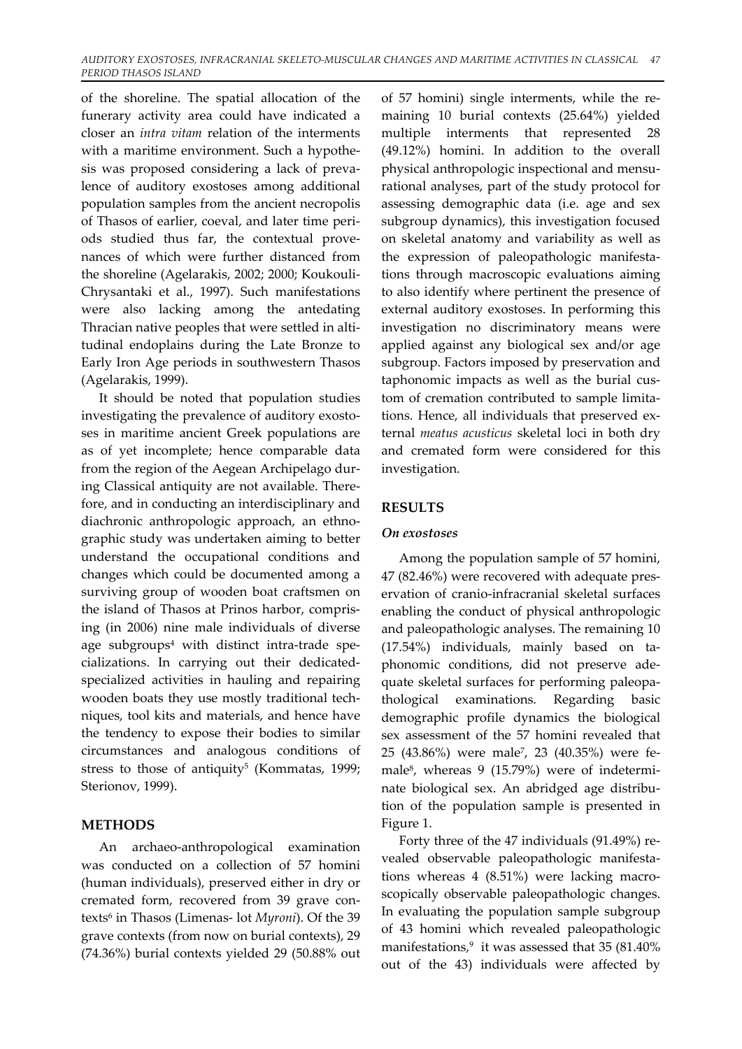of the shoreline. The spatial allocation of the funerary activity area could have indicated a closer an *intra vitam* relation of the interments with a maritime environment. Such a hypothesis was proposed considering a lack of prevalence of auditory exostoses among additional population samples from the ancient necropolis of Thasos of earlier, coeval, and later time periods studied thus far, the contextual provenances of which were further distanced from the shoreline (Agelarakis, 2002; 2000; Koukouli-Chrysantaki et al., 1997). Such manifestations were also lacking among the antedating Thracian native peoples that were settled in altitudinal endoplains during the Late Bronze to Early Iron Age periods in southwestern Thasos (Agelarakis, 1999).

It should be noted that population studies investigating the prevalence of auditory exostoses in maritime ancient Greek populations are as of yet incomplete; hence comparable data from the region of the Aegean Archipelago during Classical antiquity are not available. Therefore, and in conducting an interdisciplinary and diachronic anthropologic approach, an ethnographic study was undertaken aiming to better understand the occupational conditions and changes which could be documented among a surviving group of wooden boat craftsmen on the island of Thasos at Prinos harbor, comprising (in 2006) nine male individuals of diverse age subgroups[4] with distinct intra-trade specializations. In carrying out their dedicated-specialized activities in hauling and repairing wooden boats they use mostly traditional techniques, tool kits and materials, and hence have the tendency to expose their bodies to similar circumstances and analogous conditions of stress to those of antiquity[5] (Kommatas, 1999; Sterionov, 1999).

## METHODS

An archaeo-anthropological examination was conducted on a collection of 57 homini (human individuals), preserved either in dry or cremated form, recovered from 39 grave contexts[6] in Thasos (Limenas- lot *Myroni*). Of the 39 grave contexts (from now on burial contexts), 29 (74.36%) burial contexts yielded 29 (50.88% out of 57 homini) single interments, while the remaining 10 burial contexts (25.64%) yielded multiple interments that represented 28 (49.12%) homini. In addition to the overall physical anthropologic inspectional and mensurational analyses, part of the study protocol for assessing demographic data (i.e. age and sex subgroup dynamics), this investigation focused on skeletal anatomy and variability as well as the expression of paleopathologic manifestations through macroscopic evaluations aiming to also identify where pertinent the presence of external auditory exostoses. In performing this investigation no discriminatory means were applied against any biological sex and/or age subgroup. Factors imposed by preservation and taphonomic impacts as well as the burial custom of cremation contributed to sample limitations. Hence, all individuals that preserved external *meatus acusticus* skeletal loci in both dry and cremated form were considered for this investigation.

## RESULTS

### *On exostoses*

Among the population sample of 57 homini, 47 (82.46%) were recovered with adequate preservation of cranio-infracranial skeletal surfaces enabling the conduct of physical anthropologic and paleopathologic analyses. The remaining 10 (17.54%) individuals, mainly based on taphonomic conditions, did not preserve adequate skeletal surfaces for performing paleopathological examinations. Regarding basic demographic profile dynamics the biological sex assessment of the 57 homini revealed that 25 (43.86%) were male[7], 23 (40.35%) were female[8], whereas 9 (15.79%) were of indeterminate biological sex. An abridged age distribution of the population sample is presented in Figure 1.

Forty three of the 47 individuals (91.49%) revealed observable paleopathologic manifestations whereas 4 (8.51%) were lacking macroscopically observable paleopathologic changes. In evaluating the population sample subgroup of 43 homini which revealed paleopathologic manifestations,[9] it was assessed that 35 (81.40% out of the 43) individuals were affected by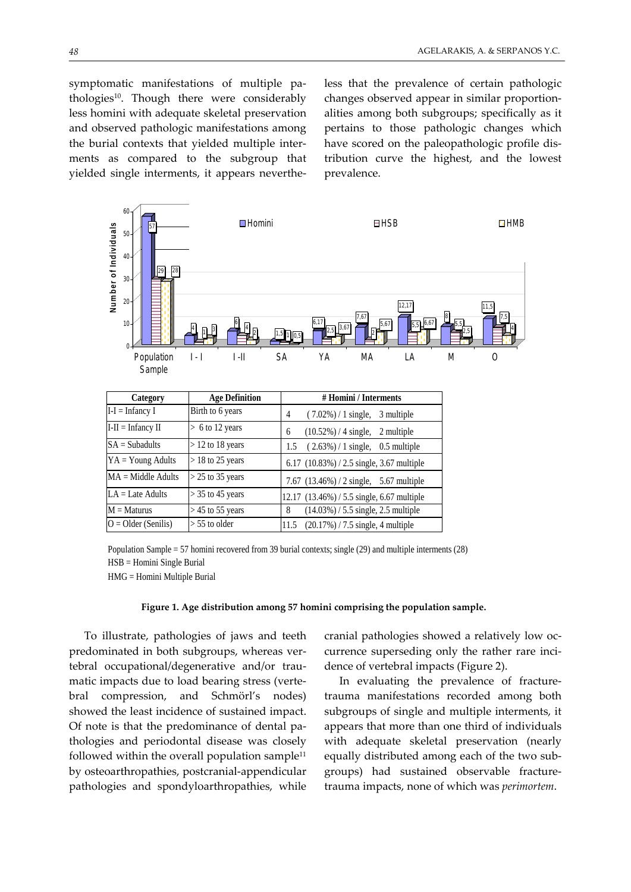symptomatic manifestations of multiple pathologies[10]. Though there were considerably less homini with adequate skeletal preservation and observed pathologic manifestations among the burial contexts that yielded multiple interments as compared to the subgroup that yielded single interments, it appears nevertheless that the prevalence of certain pathologic changes observed appear in similar proportionalities among both subgroups; specifically as it pertains to those pathologic changes which have scored on the paleopathologic profile distribution curve the highest, and the lowest prevalence.

| Category | Age Definition | # Homini / Interments |
|---|---|---|
| I-I = Infancy I | Birth to 6 years | 4 ( 7.02%) / 1 single, 3 multiple |
| I-II = Infancy II | > 6 to 12 years | 6 (10.52%) / 4 single, 2 multiple |
| SA = Subadults | > 12 to 18 years | 1.5 ( 2.63%) / 1 single, 0.5 multiple |
| YA = Young Adults | > 18 to 25 years | 6.17 (10.83%) / 2.5 single, 3.67 multiple |
| MA = Middle Adults | > 25 to 35 years | 7.67 (13.46%) / 2 single, 5.67 multiple |
| LA = Late Adults | > 35 to 45 years | 12.17 (13.46%) / 5.5 single, 6.67 multiple |
| M = Maturus | > 45 to 55 years | 8 (14.03%) / 5.5 single, 2.5 multiple |
| O = Older (Senilis) | > 55 to older | 11.5 (20.17%) / 7.5 single, 4 multiple |

Population Sample = 57 homini recovered from 39 burial contexts; single (29) and multiple interments (28)

HSB = Homini Single Burial

HMG = Homini Multiple Burial

**Figure 1. Age distribution among 57 homini comprising the population sample.**

To illustrate, pathologies of jaws and teeth predominated in both subgroups, whereas vertebral occupational/degenerative and/or traumatic impacts due to load bearing stress (vertebral compression, and Schmörl's nodes) showed the least incidence of sustained impact. Of note is that the predominance of dental pathologies and periodontal disease was closely followed within the overall population sample[11] by osteoarthropathies, postcranial-appendicular pathologies and spondyloarthropathies, while cranial pathologies showed a relatively low occurrence superseding only the rather rare incidence of vertebral impacts (Figure 2).

In evaluating the prevalence of fracture-trauma manifestations recorded among both subgroups of single and multiple interments, it appears that more than one third of individuals with adequate skeletal preservation (nearly equally distributed among each of the two subgroups) had sustained observable fracture-trauma impacts, none of which was *perimortem*.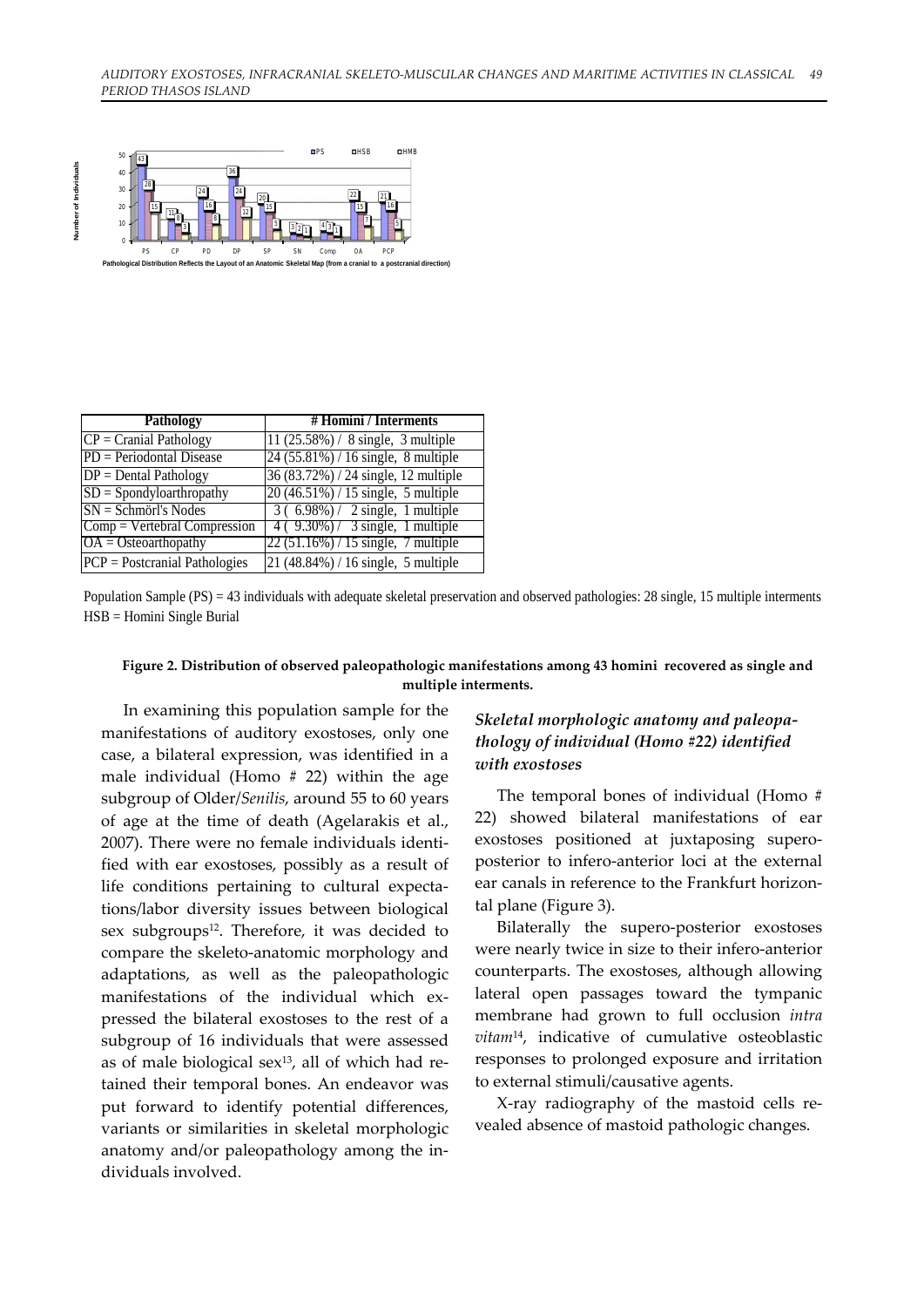| Pathology | # Homini / Interments |
|---|---|
| CP = Cranial Pathology | 11 (25.58%) / 8 single, 3 multiple |
| PD = Periodontal Disease | 24 (55.81%) / 16 single, 8 multiple |
| DP = Dental Pathology | 36 (83.72%) / 24 single, 12 multiple |
| SD = Spondyloarthropathy | 20 (46.51%) / 15 single, 5 multiple |
| SN = Schmörl's Nodes | 3 ( 6.98%) / 2 single, 1 multiple |
| Comp = Vertebral Compression | 4 ( 9.30%) / 3 single, 1 multiple |
| OA = Osteoarthopathy | 22 (51.16%) / 15 single, 7 multiple |
| PCP = Postcranial Pathologies | 21 (48.84%) / 16 single, 5 multiple |

Population Sample (PS) = 43 individuals with adequate skeletal preservation and observed pathologies: 28 single, 15 multiple interments
HSB = Homini Single Burial

**Figure 2. Distribution of observed paleopathologic manifestations among 43 homini recovered as single and multiple interments.**

In examining this population sample for the manifestations of auditory exostoses, only one case, a bilateral expression, was identified in a male individual (Homo # 22) within the age subgroup of Older/*Senilis*, around 55 to 60 years of age at the time of death (Agelarakis et al., 2007). There were no female individuals identified with ear exostoses, possibly as a result of life conditions pertaining to cultural expectations/labor diversity issues between biological sex subgroups[12]. Therefore, it was decided to compare the skeleto-anatomic morphology and adaptations, as well as the paleopathologic manifestations of the individual which expressed the bilateral exostoses to the rest of a subgroup of 16 individuals that were assessed as of male biological sex[13], all of which had retained their temporal bones. An endeavor was put forward to identify potential differences, variants or similarities in skeletal morphologic anatomy and/or paleopathology among the individuals involved.

### *Skeletal morphologic anatomy and paleopathology of individual (Homo #22) identified with exostoses*

The temporal bones of individual (Homo # 22) showed bilateral manifestations of ear exostoses positioned at juxtaposing supero-posterior to infero-anterior loci at the external ear canals in reference to the Frankfurt horizontal plane (Figure 3).

Bilaterally the supero-posterior exostoses were nearly twice in size to their infero-anterior counterparts. The exostoses, although allowing lateral open passages toward the tympanic membrane had grown to full occlusion *intra vitam*[14], indicative of cumulative osteoblastic responses to prolonged exposure and irritation to external stimuli/causative agents.

X-ray radiography of the mastoid cells revealed absence of mastoid pathologic changes.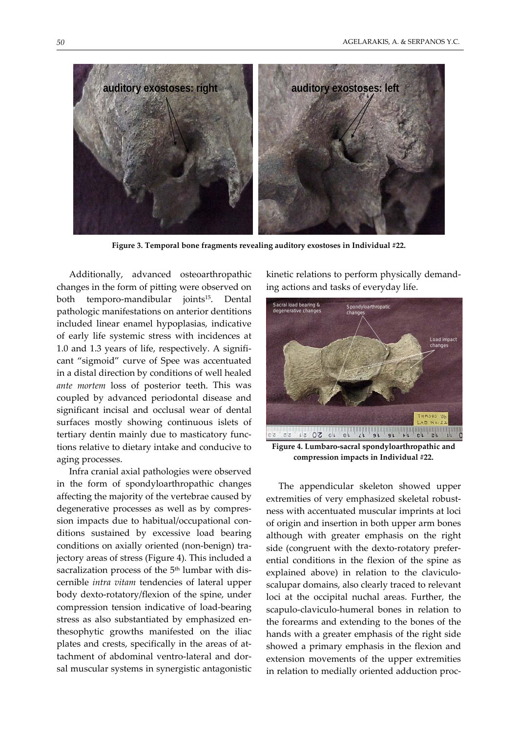Figure 3. Temporal bone fragments revealing auditory exostoses in Individual #22.

Additionally, advanced osteoarthropathic changes in the form of pitting were observed on both temporo-mandibular joints[15]. Dental pathologic manifestations on anterior dentitions included linear enamel hypoplasias, indicative of early life systemic stress with incidences at 1.0 and 1.3 years of life, respectively. A significant "sigmoid" curve of Spee was accentuated in a distal direction by conditions of well healed *ante mortem* loss of posterior teeth. This was coupled by advanced periodontal disease and significant incisal and occlusal wear of dental surfaces mostly showing continuous islets of tertiary dentin mainly due to masticatory functions relative to dietary intake and conducive to aging processes.

Infra cranial axial pathologies were observed in the form of spondyloarthropathic changes affecting the majority of the vertebrae caused by degenerative processes as well as by compression impacts due to habitual/occupational conditions sustained by excessive load bearing conditions on axially oriented (non-benign) trajectory areas of stress (Figure 4). This included a sacralization process of the 5[th] lumbar with discernible *intra vitam* tendencies of lateral upper body dexto-rotatory/flexion of the spine, under compression tension indicative of load-bearing stress as also substantiated by emphasized enthesophytic growths manifested on the iliac plates and crests, specifically in the areas of attachment of abdominal ventro-lateral and dorsal muscular systems in synergistic antagonistic kinetic relations to perform physically demanding actions and tasks of everyday life.

Figure 4. Lumbaro-sacral spondyloarthropathic and compression impacts in Individual #22.

The appendicular skeleton showed upper extremities of very emphasized skeletal robustness with accentuated muscular imprints at loci of origin and insertion in both upper arm bones although with greater emphasis on the right side (congruent with the dexto-rotatory preferential conditions in the flexion of the spine as explained above) in relation to the claviculo-scalupar domains, also clearly traced to relevant loci at the occipital nuchal areas. Further, the scapulo-claviculo-humeral bones in relation to the forearms and extending to the bones of the hands with a greater emphasis of the right side showed a primary emphasis in the flexion and extension movements of the upper extremities in relation to medially oriented adduction proc-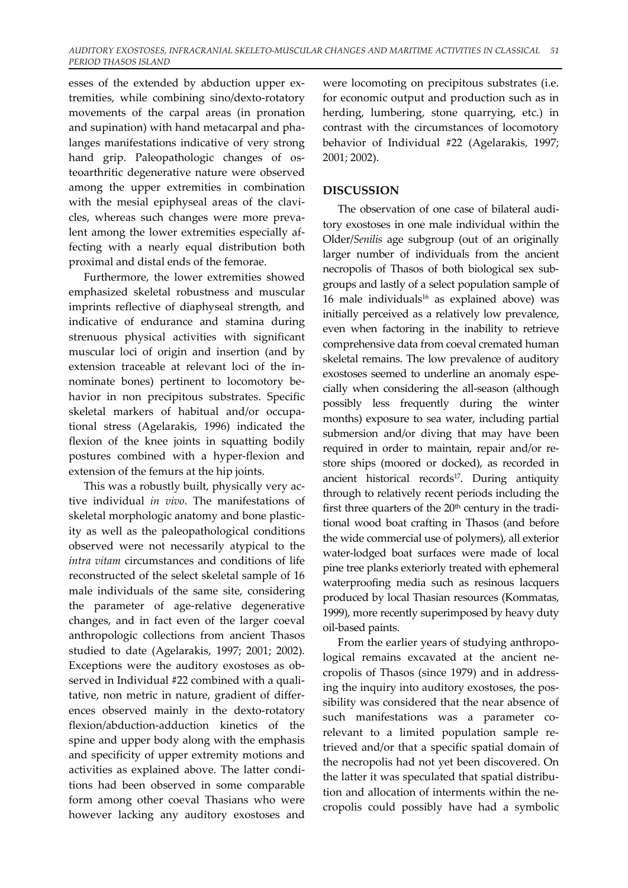esses of the extended by abduction upper extremities, while combining sino/dexto-rotatory movements of the carpal areas (in pronation and supination) with hand metacarpal and phalanges manifestations indicative of very strong hand grip. Paleopathologic changes of osteoarthritic degenerative nature were observed among the upper extremities in combination with the mesial epiphyseal areas of the clavicles, whereas such changes were more prevalent among the lower extremities especially affecting with a nearly equal distribution both proximal and distal ends of the femorae.

Furthermore, the lower extremities showed emphasized skeletal robustness and muscular imprints reflective of diaphyseal strength, and indicative of endurance and stamina during strenuous physical activities with significant muscular loci of origin and insertion (and by extension traceable at relevant loci of the innominate bones) pertinent to locomotory behavior in non precipitous substrates. Specific skeletal markers of habitual and/or occupational stress (Agelarakis, 1996) indicated the flexion of the knee joints in squatting bodily postures combined with a hyper-flexion and extension of the femurs at the hip joints.

This was a robustly built, physically very active individual *in vivo*. The manifestations of skeletal morphologic anatomy and bone plasticity as well as the paleopathological conditions observed were not necessarily atypical to the *intra vitam* circumstances and conditions of life reconstructed of the select skeletal sample of 16 male individuals of the same site, considering the parameter of age-relative degenerative changes, and in fact even of the larger coeval anthropologic collections from ancient Thasos studied to date (Agelarakis, 1997; 2001; 2002). Exceptions were the auditory exostoses as observed in Individual #22 combined with a qualitative, non metric in nature, gradient of differences observed mainly in the dexto-rotatory flexion/abduction-adduction kinetics of the spine and upper body along with the emphasis and specificity of upper extremity motions and activities as explained above. The latter conditions had been observed in some comparable form among other coeval Thasians who were however lacking any auditory exostoses and were locomoting on precipitous substrates (i.e. for economic output and production such as in herding, lumbering, stone quarrying, etc.) in contrast with the circumstances of locomotory behavior of Individual #22 (Agelarakis, 1997; 2001; 2002).

## DISCUSSION

The observation of one case of bilateral auditory exostoses in one male individual within the Older/*Senilis* age subgroup (out of an originally larger number of individuals from the ancient necropolis of Thasos of both biological sex subgroups and lastly of a select population sample of 16 male individuals[16] as explained above) was initially perceived as a relatively low prevalence, even when factoring in the inability to retrieve comprehensive data from coeval cremated human skeletal remains. The low prevalence of auditory exostoses seemed to underline an anomaly especially when considering the all-season (although possibly less frequently during the winter months) exposure to sea water, including partial submersion and/or diving that may have been required in order to maintain, repair and/or restore ships (moored or docked), as recorded in ancient historical records[17]. During antiquity through to relatively recent periods including the first three quarters of the 20th century in the traditional wood boat crafting in Thasos (and before the wide commercial use of polymers), all exterior water-lodged boat surfaces were made of local pine tree planks exteriorly treated with ephemeral waterproofing media such as resinous lacquers produced by local Thasian resources (Kommatas, 1999), more recently superimposed by heavy duty oil-based paints.

From the earlier years of studying anthropological remains excavated at the ancient necropolis of Thasos (since 1979) and in addressing the inquiry into auditory exostoses, the possibility was considered that the near absence of such manifestations was a parameter corelevant to a limited population sample retrieved and/or that a specific spatial domain of the necropolis had not yet been discovered. On the latter it was speculated that spatial distribution and allocation of interments within the necropolis could possibly have had a symbolic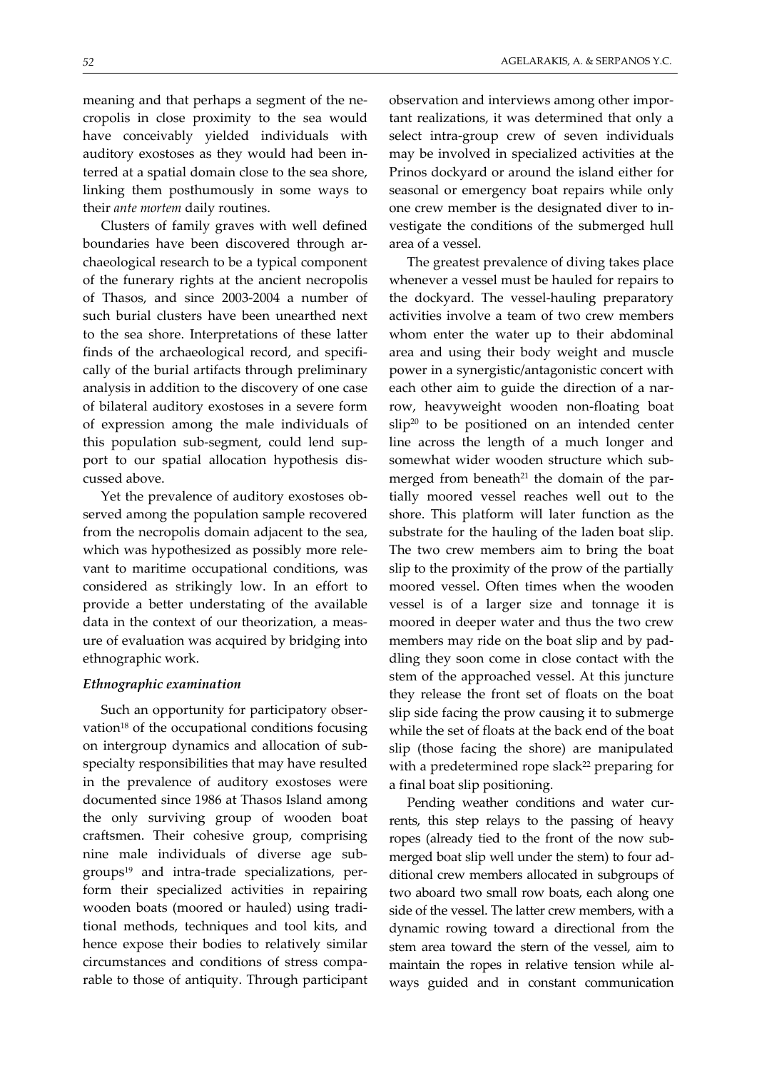meaning and that perhaps a segment of the necropolis in close proximity to the sea would have conceivably yielded individuals with auditory exostoses as they would had been interred at a spatial domain close to the sea shore, linking them posthumously in some ways to their *ante mortem* daily routines.

Clusters of family graves with well defined boundaries have been discovered through archaeological research to be a typical component of the funerary rights at the ancient necropolis of Thasos, and since 2003-2004 a number of such burial clusters have been unearthed next to the sea shore. Interpretations of these latter finds of the archaeological record, and specifically of the burial artifacts through preliminary analysis in addition to the discovery of one case of bilateral auditory exostoses in a severe form of expression among the male individuals of this population sub-segment, could lend support to our spatial allocation hypothesis discussed above.

Yet the prevalence of auditory exostoses observed among the population sample recovered from the necropolis domain adjacent to the sea, which was hypothesized as possibly more relevant to maritime occupational conditions, was considered as strikingly low. In an effort to provide a better understating of the available data in the context of our theorization, a measure of evaluation was acquired by bridging into ethnographic work.

### *Ethnographic examination*

Such an opportunity for participatory observation[18] of the occupational conditions focusing on intergroup dynamics and allocation of subspecialty responsibilities that may have resulted in the prevalence of auditory exostoses were documented since 1986 at Thasos Island among the only surviving group of wooden boat craftsmen. Their cohesive group, comprising nine male individuals of diverse age subgroups[19] and intra-trade specializations, perform their specialized activities in repairing wooden boats (moored or hauled) using traditional methods, techniques and tool kits, and hence expose their bodies to relatively similar circumstances and conditions of stress comparable to those of antiquity. Through participant observation and interviews among other important realizations, it was determined that only a select intra-group crew of seven individuals may be involved in specialized activities at the Prinos dockyard or around the island either for seasonal or emergency boat repairs while only one crew member is the designated diver to investigate the conditions of the submerged hull area of a vessel.

The greatest prevalence of diving takes place whenever a vessel must be hauled for repairs to the dockyard. The vessel-hauling preparatory activities involve a team of two crew members whom enter the water up to their abdominal area and using their body weight and muscle power in a synergistic/antagonistic concert with each other aim to guide the direction of a narrow, heavyweight wooden non-floating boat slip[20] to be positioned on an intended center line across the length of a much longer and somewhat wider wooden structure which submerged from beneath[21] the domain of the partially moored vessel reaches well out to the shore. This platform will later function as the substrate for the hauling of the laden boat slip. The two crew members aim to bring the boat slip to the proximity of the prow of the partially moored vessel. Often times when the wooden vessel is of a larger size and tonnage it is moored in deeper water and thus the two crew members may ride on the boat slip and by paddling they soon come in close contact with the stem of the approached vessel. At this juncture they release the front set of floats on the boat slip side facing the prow causing it to submerge while the set of floats at the back end of the boat slip (those facing the shore) are manipulated with a predetermined rope slack[22] preparing for a final boat slip positioning.

Pending weather conditions and water currents, this step relays to the passing of heavy ropes (already tied to the front of the now submerged boat slip well under the stem) to four additional crew members allocated in subgroups of two aboard two small row boats, each along one side of the vessel. The latter crew members, with a dynamic rowing toward a directional from the stem area toward the stern of the vessel, aim to maintain the ropes in relative tension while always guided and in constant communication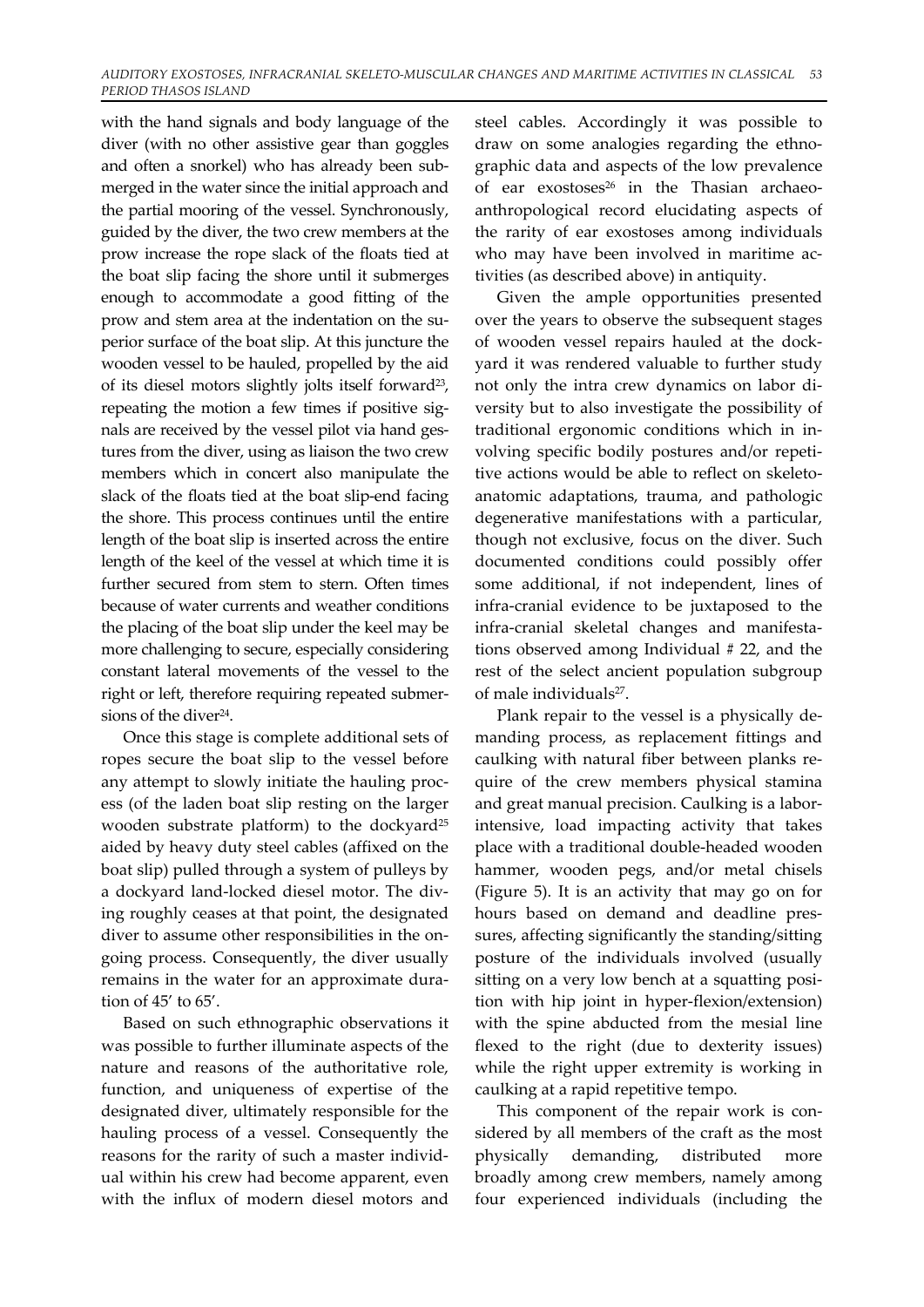with the hand signals and body language of the diver (with no other assistive gear than goggles and often a snorkel) who has already been submerged in the water since the initial approach and the partial mooring of the vessel. Synchronously, guided by the diver, the two crew members at the prow increase the rope slack of the floats tied at the boat slip facing the shore until it submerges enough to accommodate a good fitting of the prow and stem area at the indentation on the superior surface of the boat slip. At this juncture the wooden vessel to be hauled, propelled by the aid of its diesel motors slightly jolts itself forward[23], repeating the motion a few times if positive signals are received by the vessel pilot via hand gestures from the diver, using as liaison the two crew members which in concert also manipulate the slack of the floats tied at the boat slip-end facing the shore. This process continues until the entire length of the boat slip is inserted across the entire length of the keel of the vessel at which time it is further secured from stem to stern. Often times because of water currents and weather conditions the placing of the boat slip under the keel may be more challenging to secure, especially considering constant lateral movements of the vessel to the right or left, therefore requiring repeated submersions of the diver[24].

Once this stage is complete additional sets of ropes secure the boat slip to the vessel before any attempt to slowly initiate the hauling process (of the laden boat slip resting on the larger wooden substrate platform) to the dockyard[25] aided by heavy duty steel cables (affixed on the boat slip) pulled through a system of pulleys by a dockyard land-locked diesel motor. The diving roughly ceases at that point, the designated diver to assume other responsibilities in the ongoing process. Consequently, the diver usually remains in the water for an approximate duration of 45′ to 65′.

Based on such ethnographic observations it was possible to further illuminate aspects of the nature and reasons of the authoritative role, function, and uniqueness of expertise of the designated diver, ultimately responsible for the hauling process of a vessel. Consequently the reasons for the rarity of such a master individual within his crew had become apparent, even with the influx of modern diesel motors and steel cables. Accordingly it was possible to draw on some analogies regarding the ethnographic data and aspects of the low prevalence of ear exostoses[26] in the Thasian archaeo-anthropological record elucidating aspects of the rarity of ear exostoses among individuals who may have been involved in maritime activities (as described above) in antiquity.

Given the ample opportunities presented over the years to observe the subsequent stages of wooden vessel repairs hauled at the dockyard it was rendered valuable to further study not only the intra crew dynamics on labor diversity but to also investigate the possibility of traditional ergonomic conditions which in involving specific bodily postures and/or repetitive actions would be able to reflect on skeleto-anatomic adaptations, trauma, and pathologic degenerative manifestations with a particular, though not exclusive, focus on the diver. Such documented conditions could possibly offer some additional, if not independent, lines of infra-cranial evidence to be juxtaposed to the infra-cranial skeletal changes and manifestations observed among Individual # 22, and the rest of the select ancient population subgroup of male individuals[27].

Plank repair to the vessel is a physically demanding process, as replacement fittings and caulking with natural fiber between planks require of the crew members physical stamina and great manual precision. Caulking is a labor-intensive, load impacting activity that takes place with a traditional double-headed wooden hammer, wooden pegs, and/or metal chisels (Figure 5). It is an activity that may go on for hours based on demand and deadline pressures, affecting significantly the standing/sitting posture of the individuals involved (usually sitting on a very low bench at a squatting position with hip joint in hyper-flexion/extension) with the spine abducted from the mesial line flexed to the right (due to dexterity issues) while the right upper extremity is working in caulking at a rapid repetitive tempo.

This component of the repair work is considered by all members of the craft as the most physically demanding, distributed more broadly among crew members, namely among four experienced individuals (including the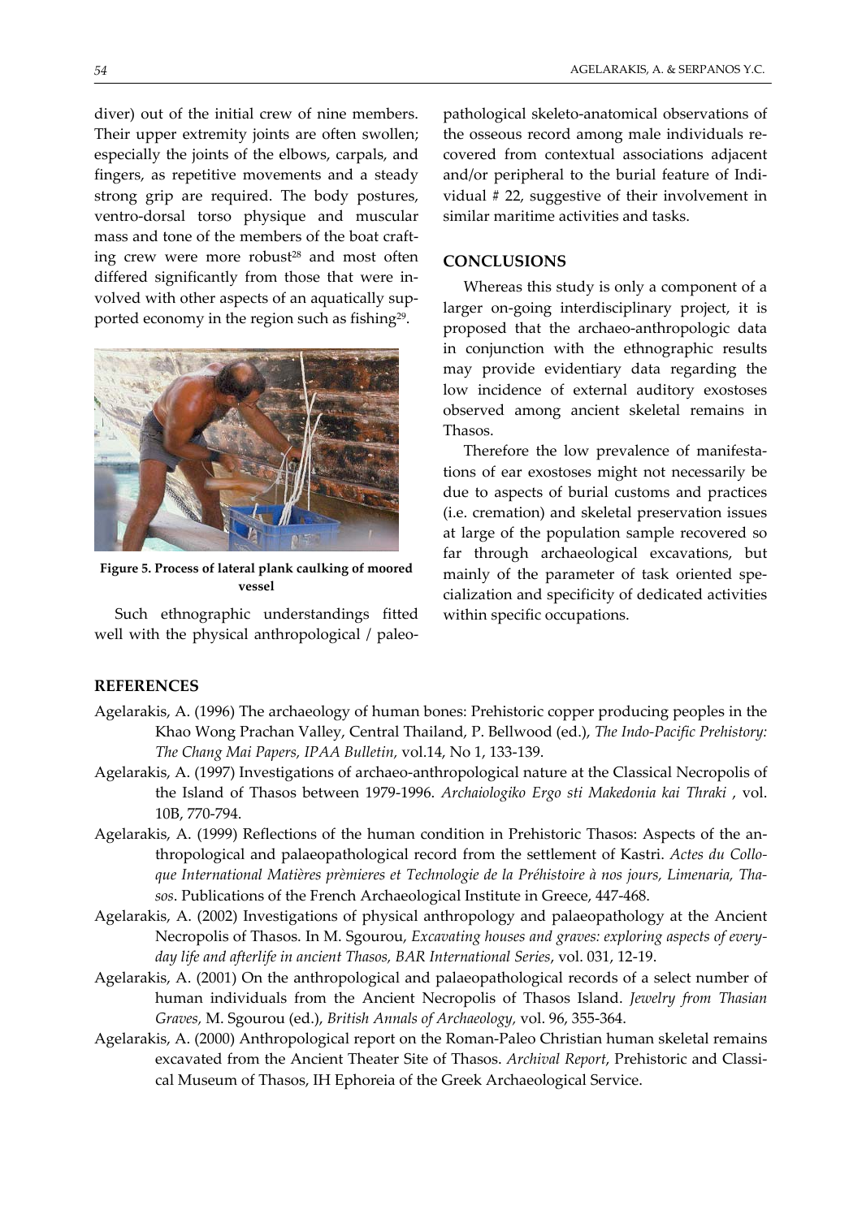diver) out of the initial crew of nine members. Their upper extremity joints are often swollen; especially the joints of the elbows, carpals, and fingers, as repetitive movements and a steady strong grip are required. The body postures, ventro-dorsal torso physique and muscular mass and tone of the members of the boat crafting crew were more robust[28] and most often differed significantly from those that were involved with other aspects of an aquatically supported economy in the region such as fishing[29].

**Figure 5. Process of lateral plank caulking of moored vessel**

Such ethnographic understandings fitted well with the physical anthropological / paleopathological skeleto-anatomical observations of the osseous record among male individuals recovered from contextual associations adjacent and/or peripheral to the burial feature of Individual # 22, suggestive of their involvement in similar maritime activities and tasks.

## CONCLUSIONS

Whereas this study is only a component of a larger on-going interdisciplinary project, it is proposed that the archaeo-anthropologic data in conjunction with the ethnographic results may provide evidentiary data regarding the low incidence of external auditory exostoses observed among ancient skeletal remains in Thasos.

Therefore the low prevalence of manifestations of ear exostoses might not necessarily be due to aspects of burial customs and practices (i.e. cremation) and skeletal preservation issues at large of the population sample recovered so far through archaeological excavations, but mainly of the parameter of task oriented specialization and specificity of dedicated activities within specific occupations.

## REFERENCES

Agelarakis, A. (1996) The archaeology of human bones: Prehistoric copper producing peoples in the Khao Wong Prachan Valley, Central Thailand, P. Bellwood (ed.), *The Indo-Pacific Prehistory: The Chang Mai Papers, IPAA Bulletin,* vol.14, No 1, 133-139.

Agelarakis, A. (1997) Investigations of archaeo-anthropological nature at the Classical Necropolis of the Island of Thasos between 1979-1996. *Archaiologiko Ergo sti Makedonia kai Thraki* , vol. 10B, 770-794.

Agelarakis, A. (1999) Reflections of the human condition in Prehistoric Thasos: Aspects of the anthropological and palaeopathological record from the settlement of Kastri. *Actes du Colloque International Matières prèmieres et Technologie de la Préhistoire à nos jours, Limenaria, Thasos*. Publications of the French Archaeological Institute in Greece, 447-468.

Agelarakis, A. (2002) Investigations of physical anthropology and palaeopathology at the Ancient Necropolis of Thasos. In M. Sgourou, *Excavating houses and graves: exploring aspects of everyday life and afterlife in ancient Thasos, BAR International Series*, vol. 031, 12-19.

Agelarakis, A. (2001) On the anthropological and palaeopathological records of a select number of human individuals from the Ancient Necropolis of Thasos Island. *Jewelry from Thasian Graves,* M. Sgourou (ed.), *British Annals of Archaeology,* vol. 96, 355-364.

Agelarakis, A. (2000) Anthropological report on the Roman-Paleo Christian human skeletal remains excavated from the Ancient Theater Site of Thasos. *Archival Report*, Prehistoric and Classical Museum of Thasos, IH Ephoreia of the Greek Archaeological Service.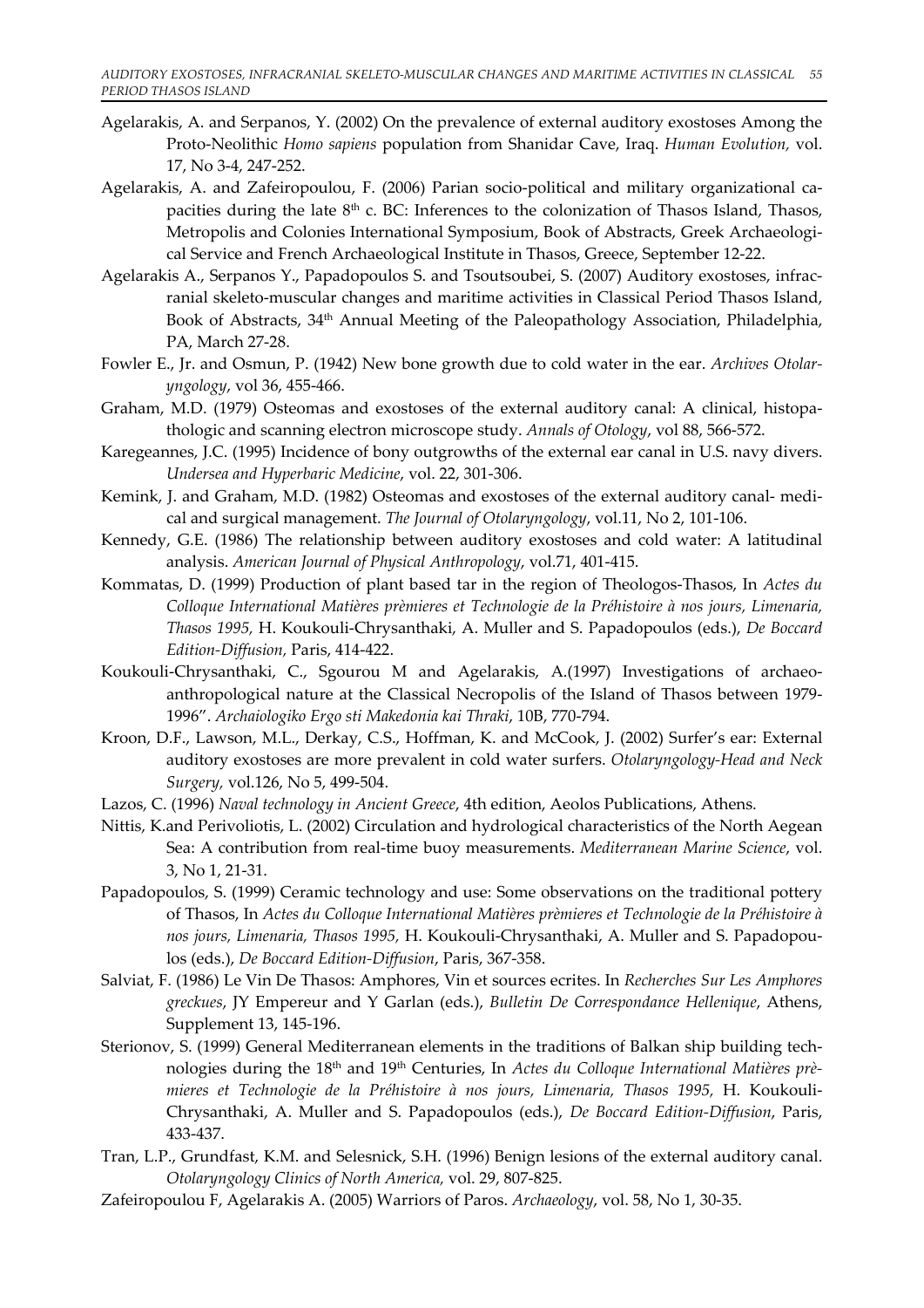Agelarakis, A. and Serpanos, Y. (2002) On the prevalence of external auditory exostoses Among the Proto-Neolithic *Homo sapiens* population from Shanidar Cave, Iraq. *Human Evolution,* vol. 17, No 3-4, 247-252.

Agelarakis, A. and Zafeiropoulou, F. (2006) Parian socio-political and military organizational capacities during the late 8th c. BC: Inferences to the colonization of Thasos Island, Thasos, Metropolis and Colonies International Symposium, Book of Abstracts, Greek Archaeological Service and French Archaeological Institute in Thasos, Greece, September 12-22.

Agelarakis A., Serpanos Y., Papadopoulos S. and Tsoutsoubei, S. (2007) Auditory exostoses, infracranial skeleto-muscular changes and maritime activities in Classical Period Thasos Island, Book of Abstracts, 34th Annual Meeting of the Paleopathology Association, Philadelphia, PA, March 27-28.

Fowler E., Jr. and Osmun, P. (1942) New bone growth due to cold water in the ear. *Archives Otolaryngology*, vol 36, 455-466.

Graham, M.D. (1979) Osteomas and exostoses of the external auditory canal: A clinical, histopathologic and scanning electron microscope study. *Annals of Otology*, vol 88, 566-572.

Karegeannes, J.C. (1995) Incidence of bony outgrowths of the external ear canal in U.S. navy divers. *Undersea and Hyperbaric Medicine*, vol. 22, 301-306.

Kemink, J. and Graham, M.D. (1982) Osteomas and exostoses of the external auditory canal- medical and surgical management. *The Journal of Otolaryngology*, vol.11, No 2, 101-106.

Kennedy, G.E. (1986) The relationship between auditory exostoses and cold water: A latitudinal analysis. *American Journal of Physical Anthropology*, vol.71, 401-415.

Kommatas, D. (1999) Production of plant based tar in the region of Theologos-Thasos, In *Actes du Colloque International Matières prèmieres et Technologie de la Préhistoire à nos jours, Limenaria, Thasos 1995,* H. Koukouli-Chrysanthaki, A. Muller and S. Papadopoulos (eds.), *De Boccard Edition-Diffusion,* Paris, 414-422.

Koukouli-Chrysanthaki, C., Sgourou M and Agelarakis, A.(1997) Investigations of archaeo-anthropological nature at the Classical Necropolis of the Island of Thasos between 1979-1996". *Archaiologiko Ergo sti Makedonia kai Thraki*, 10B, 770-794.

Kroon, D.F., Lawson, M.L., Derkay, C.S., Hoffman, K. and McCook, J. (2002) Surfer's ear: External auditory exostoses are more prevalent in cold water surfers. *Otolaryngology-Head and Neck Surgery,* vol.126, No 5, 499-504.

Lazos, C. (1996) *Naval technology in Ancient Greece*, 4th edition, Aeolos Publications, Athens.

Nittis, K.and Perivoliotis, L. (2002) Circulation and hydrological characteristics of the North Aegean Sea: A contribution from real-time buoy measurements. *Mediterranean Marine Science*, vol. 3, No 1, 21-31.

Papadopoulos, S. (1999) Ceramic technology and use: Some observations on the traditional pottery of Thasos, In *Actes du Colloque International Matières prèmieres et Technologie de la Préhistoire à nos jours, Limenaria, Thasos 1995,* H. Koukouli-Chrysanthaki, A. Muller and S. Papadopoulos (eds.), *De Boccard Edition-Diffusion*, Paris, 367-358.

Salviat, F. (1986) Le Vin De Thasos: Amphores, Vin et sources ecrites. In *Recherches Sur Les Amphores greckues*, JY Empereur and Y Garlan (eds.), *Bulletin De Correspondance Hellenique*, Athens, Supplement 13, 145-196.

Sterionov, S. (1999) General Mediterranean elements in the traditions of Balkan ship building technologies during the 18th and 19th Centuries, In *Actes du Colloque International Matières prèmieres et Technologie de la Préhistoire à nos jours, Limenaria, Thasos 1995,* H. Koukouli-Chrysanthaki, A. Muller and S. Papadopoulos (eds.), *De Boccard Edition-Diffusion*, Paris, 433-437.

Tran, L.P., Grundfast, K.M. and Selesnick, S.H. (1996) Benign lesions of the external auditory canal. *Otolaryngology Clinics of North America,* vol. 29, 807-825.

Zafeiropoulou F, Agelarakis A. (2005) Warriors of Paros. *Archaeology*, vol. 58, No 1, 30-35.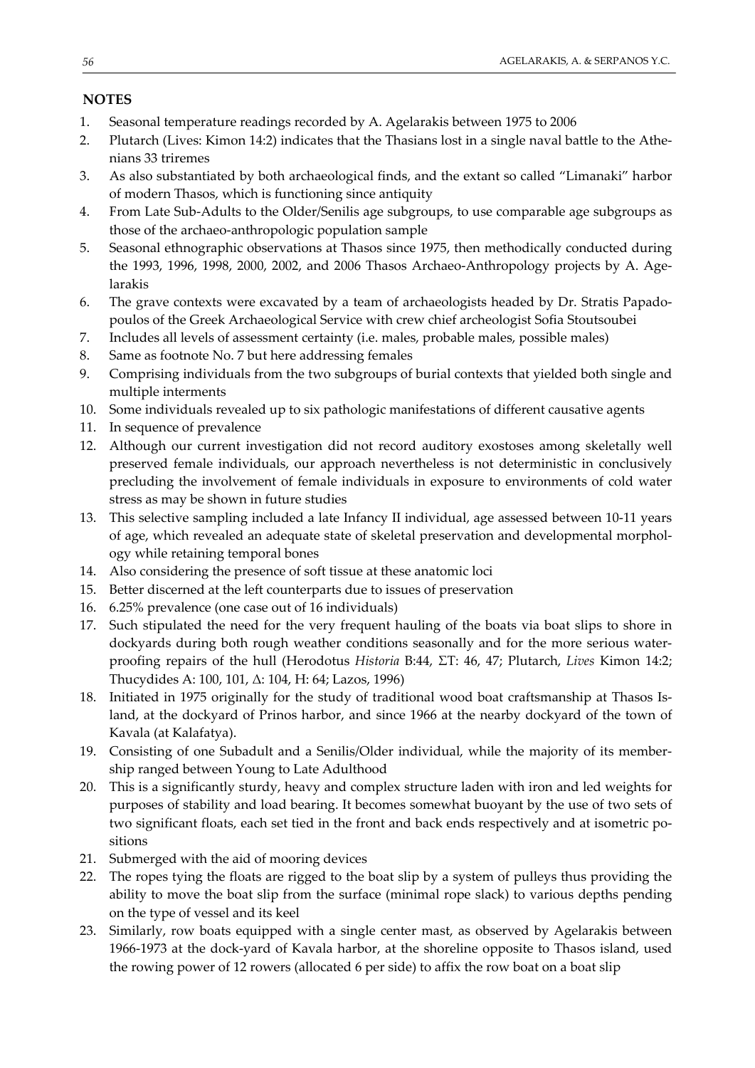## NOTES

1. Seasonal temperature readings recorded by A. Agelarakis between 1975 to 2006
2. Plutarch (Lives: Kimon 14:2) indicates that the Thasians lost in a single naval battle to the Athenians 33 triremes
3. As also substantiated by both archaeological finds, and the extant so called "Limanaki" harbor of modern Thasos, which is functioning since antiquity
4. From Late Sub-Adults to the Older/Senilis age subgroups, to use comparable age subgroups as those of the archaeo-anthropologic population sample
5. Seasonal ethnographic observations at Thasos since 1975, then methodically conducted during the 1993, 1996, 1998, 2000, 2002, and 2006 Thasos Archaeo-Anthropology projects by A. Agelarakis
6. The grave contexts were excavated by a team of archaeologists headed by Dr. Stratis Papadopoulos of the Greek Archaeological Service with crew chief archeologist Sofia Stoutsoubei
7. Includes all levels of assessment certainty (i.e. males, probable males, possible males)
8. Same as footnote No. 7 but here addressing females
9. Comprising individuals from the two subgroups of burial contexts that yielded both single and multiple interments
10. Some individuals revealed up to six pathologic manifestations of different causative agents
11. In sequence of prevalence
12. Although our current investigation did not record auditory exostoses among skeletally well preserved female individuals, our approach nevertheless is not deterministic in conclusively precluding the involvement of female individuals in exposure to environments of cold water stress as may be shown in future studies
13. This selective sampling included a late Infancy II individual, age assessed between 10-11 years of age, which revealed an adequate state of skeletal preservation and developmental morphology while retaining temporal bones
14. Also considering the presence of soft tissue at these anatomic loci
15. Better discerned at the left counterparts due to issues of preservation
16. 6.25% prevalence (one case out of 16 individuals)
17. Such stipulated the need for the very frequent hauling of the boats via boat slips to shore in dockyards during both rough weather conditions seasonally and for the more serious waterproofing repairs of the hull (Herodotus *Historia* B:44, ΣΤ: 46, 47; Plutarch, *Lives* Kimon 14:2; Thucydides A: 100, 101, Δ: 104, H: 64; Lazos, 1996)
18. Initiated in 1975 originally for the study of traditional wood boat craftsmanship at Thasos Island, at the dockyard of Prinos harbor, and since 1966 at the nearby dockyard of the town of Kavala (at Kalafatya).
19. Consisting of one Subadult and a Senilis/Older individual, while the majority of its membership ranged between Young to Late Adulthood
20. This is a significantly sturdy, heavy and complex structure laden with iron and led weights for purposes of stability and load bearing. It becomes somewhat buoyant by the use of two sets of two significant floats, each set tied in the front and back ends respectively and at isometric positions
21. Submerged with the aid of mooring devices
22. The ropes tying the floats are rigged to the boat slip by a system of pulleys thus providing the ability to move the boat slip from the surface (minimal rope slack) to various depths pending on the type of vessel and its keel
23. Similarly, row boats equipped with a single center mast, as observed by Agelarakis between 1966-1973 at the dock-yard of Kavala harbor, at the shoreline opposite to Thasos island, used the rowing power of 12 rowers (allocated 6 per side) to affix the row boat on a boat slip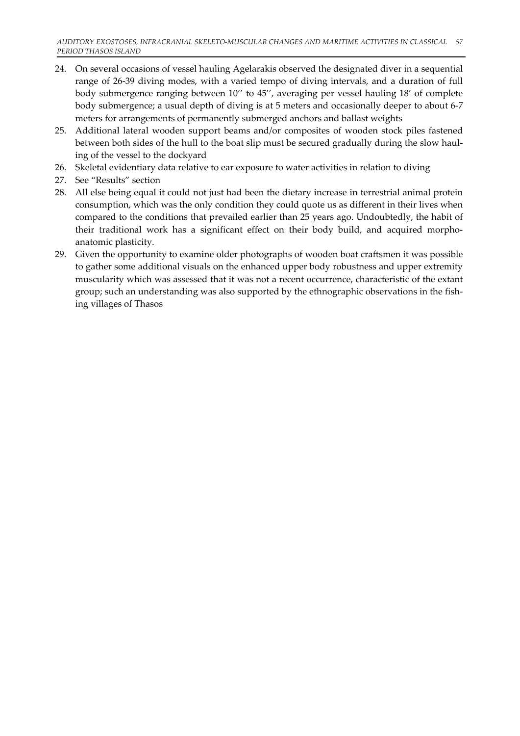24. On several occasions of vessel hauling Agelarakis observed the designated diver in a sequential range of 26-39 diving modes, with a varied tempo of diving intervals, and a duration of full body submergence ranging between 10′′ to 45′′, averaging per vessel hauling 18′ of complete body submergence; a usual depth of diving is at 5 meters and occasionally deeper to about 6-7 meters for arrangements of permanently submerged anchors and ballast weights
25. Additional lateral wooden support beams and/or composites of wooden stock piles fastened between both sides of the hull to the boat slip must be secured gradually during the slow hauling of the vessel to the dockyard
26. Skeletal evidentiary data relative to ear exposure to water activities in relation to diving
27. See "Results" section
28. All else being equal it could not just had been the dietary increase in terrestrial animal protein consumption, which was the only condition they could quote us as different in their lives when compared to the conditions that prevailed earlier than 25 years ago. Undoubtedly, the habit of their traditional work has a significant effect on their body build, and acquired morpho-anatomic plasticity.
29. Given the opportunity to examine older photographs of wooden boat craftsmen it was possible to gather some additional visuals on the enhanced upper body robustness and upper extremity muscularity which was assessed that it was not a recent occurrence, characteristic of the extant group; such an understanding was also supported by the ethnographic observations in the fishing villages of Thasos